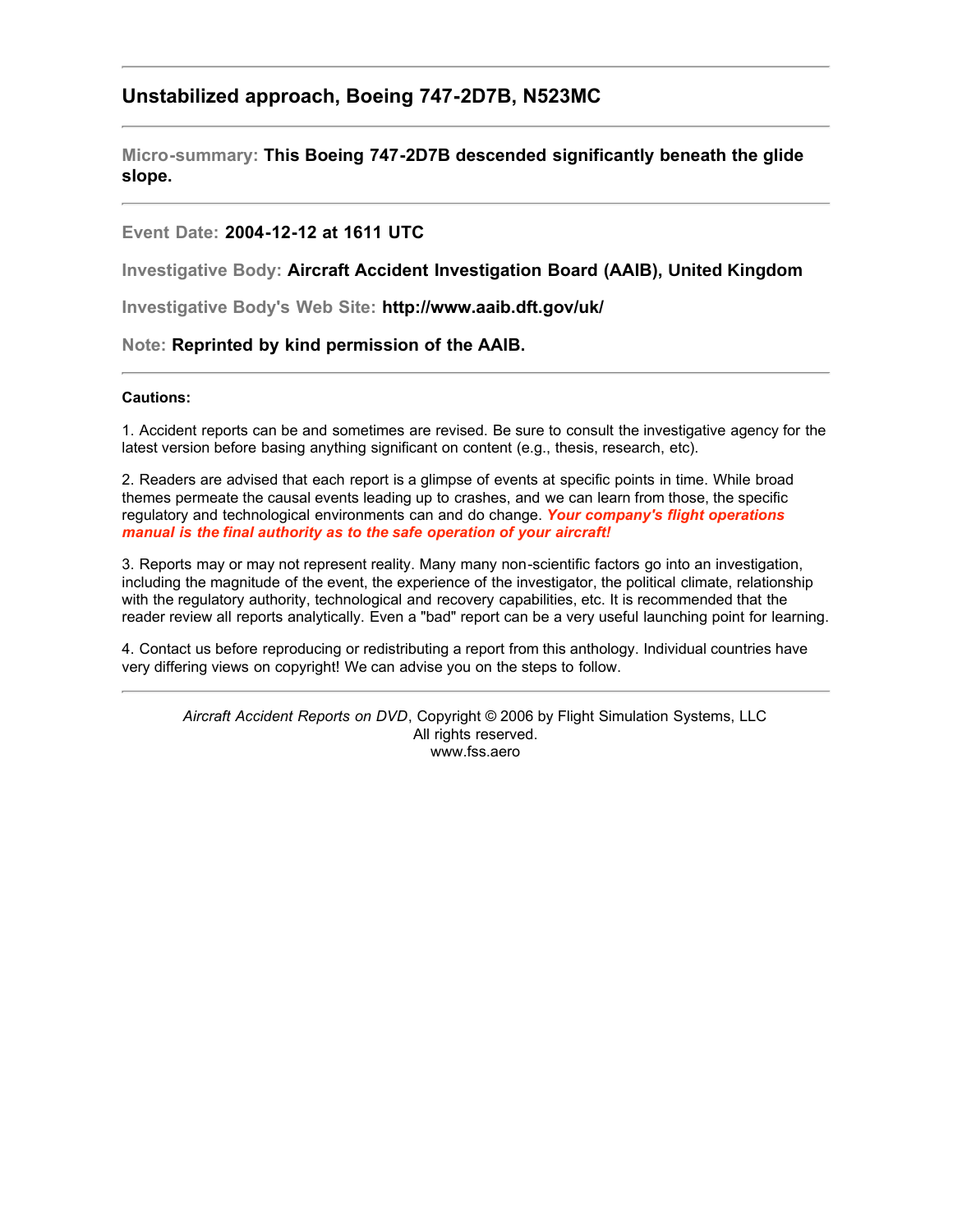## Unstabilized approach, Boeing 747-2D7B, N523MC

---

**Micro-summary:** **This Boeing 747-2D7B descended significantly beneath the glide slope.**

---

**Event Date:** **2004-12-12 at 1611 UTC**

**Investigative Body:** **Aircraft Accident Investigation Board (AAIB), United Kingdom**

**Investigative Body's Web Site:** **http://www.aaib.dft.gov/uk/**

**Note:** **Reprinted by kind permission of the AAIB.**

---

**Cautions:**

1. Accident reports can be and sometimes are revised. Be sure to consult the investigative agency for the latest version before basing anything significant on content (e.g., thesis, research, etc).

2. Readers are advised that each report is a glimpse of events at specific points in time. While broad themes permeate the causal events leading up to crashes, and we can learn from those, the specific regulatory and technological environments can and do change. ***Your company's flight operations manual is the final authority as to the safe operation of your aircraft!***

3. Reports may or may not represent reality. Many many non-scientific factors go into an investigation, including the magnitude of the event, the experience of the investigator, the political climate, relationship with the regulatory authority, technological and recovery capabilities, etc. It is recommended that the reader review all reports analytically. Even a "bad" report can be a very useful launching point for learning.

4. Contact us before reproducing or redistributing a report from this anthology. Individual countries have very differing views on copyright! We can advise you on the steps to follow.

---

*Aircraft Accident Reports on DVD*, Copyright © 2006 by Flight Simulation Systems, LLC
All rights reserved.
www.fss.aero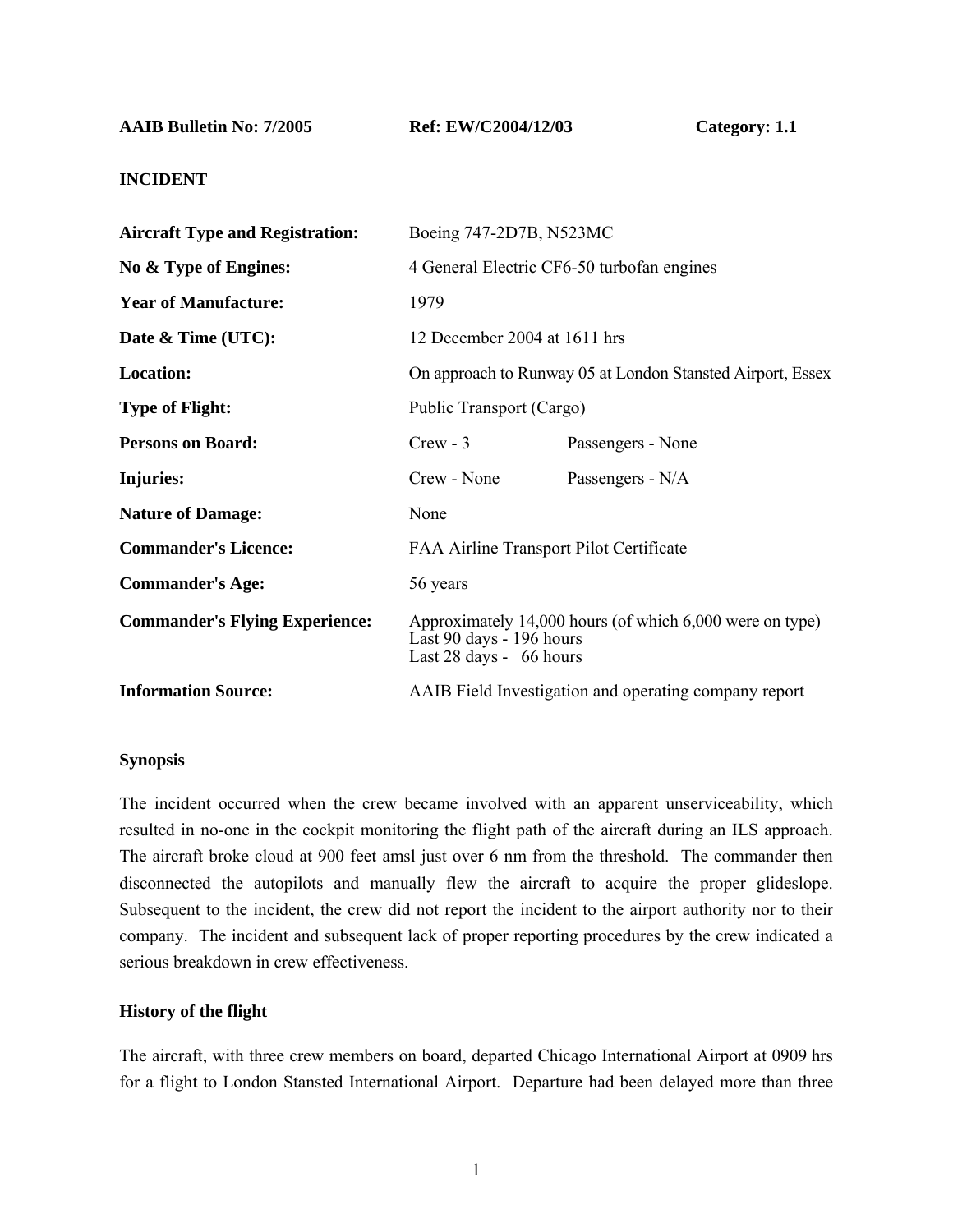**AAIB Bulletin No: 7/2005** **Ref: EW/C2004/12/03** **Category: 1.1**

**INCIDENT**

| | | |
|---|---|---|
| **Aircraft Type and Registration:** | Boeing 747-2D7B, N523MC | |
| **No & Type of Engines:** | 4 General Electric CF6-50 turbofan engines | |
| **Year of Manufacture:** | 1979 | |
| **Date & Time (UTC):** | 12 December 2004 at 1611 hrs | |
| **Location:** | On approach to Runway 05 at London Stansted Airport, Essex | |
| **Type of Flight:** | Public Transport (Cargo) | |
| **Persons on Board:** | Crew - 3 | Passengers - None |
| **Injuries:** | Crew - None | Passengers - N/A |
| **Nature of Damage:** | None | |
| **Commander's Licence:** | FAA Airline Transport Pilot Certificate | |
| **Commander's Age:** | 56 years | |
| **Commander's Flying Experience:** | Approximately 14,000 hours (of which 6,000 were on type)<br>Last 90 days - 196 hours<br>Last 28 days - 66 hours | |
| **Information Source:** | AAIB Field Investigation and operating company report | |

**Synopsis**

The incident occurred when the crew became involved with an apparent unserviceability, which resulted in no-one in the cockpit monitoring the flight path of the aircraft during an ILS approach. The aircraft broke cloud at 900 feet amsl just over 6 nm from the threshold. The commander then disconnected the autopilots and manually flew the aircraft to acquire the proper glideslope. Subsequent to the incident, the crew did not report the incident to the airport authority nor to their company. The incident and subsequent lack of proper reporting procedures by the crew indicated a serious breakdown in crew effectiveness.

**History of the flight**

The aircraft, with three crew members on board, departed Chicago International Airport at 0909 hrs for a flight to London Stansted International Airport. Departure had been delayed more than three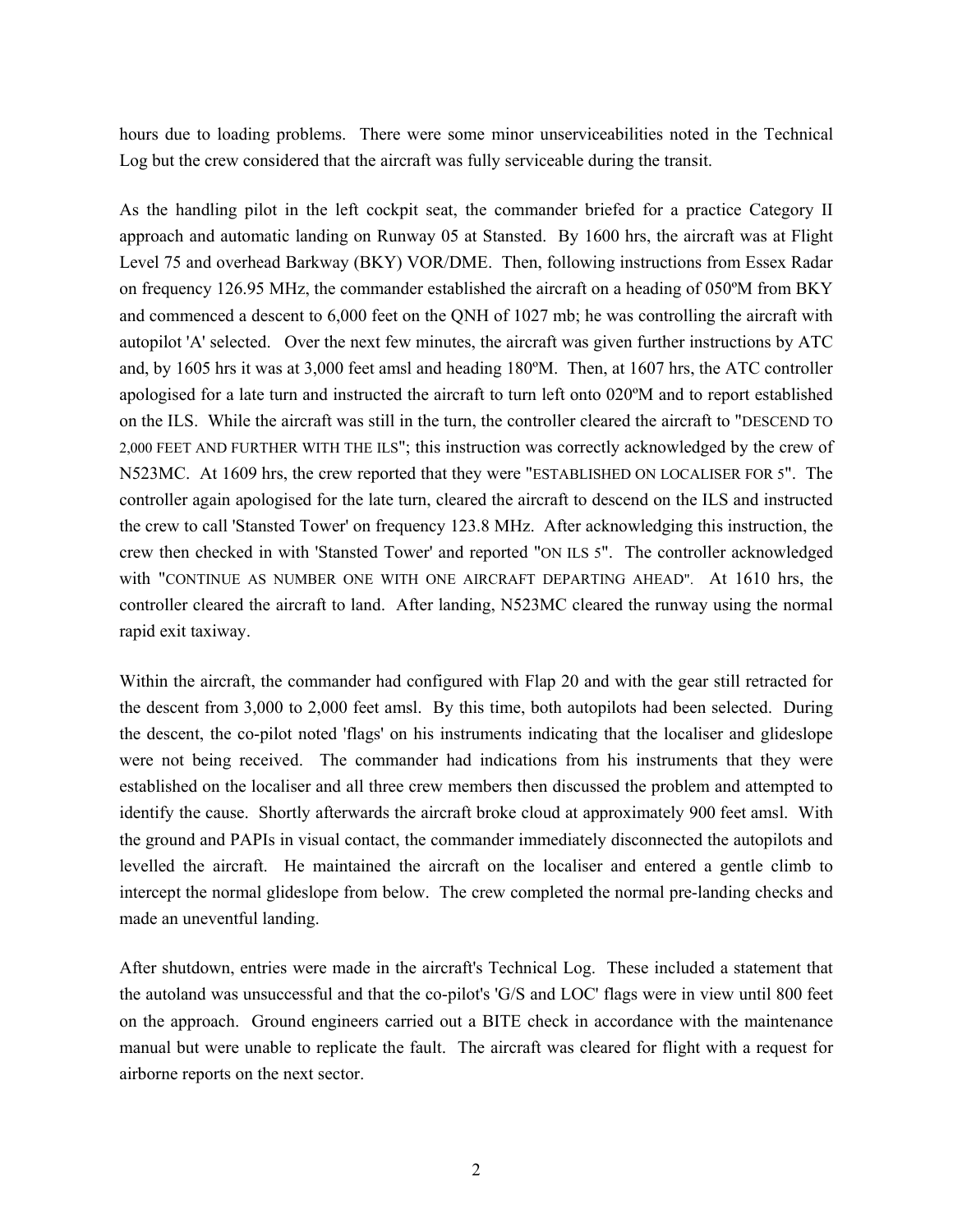hours due to loading problems. There were some minor unserviceabilities noted in the Technical Log but the crew considered that the aircraft was fully serviceable during the transit.

As the handling pilot in the left cockpit seat, the commander briefed for a practice Category II approach and automatic landing on Runway 05 at Stansted. By 1600 hrs, the aircraft was at Flight Level 75 and overhead Barkway (BKY) VOR/DME. Then, following instructions from Essex Radar on frequency 126.95 MHz, the commander established the aircraft on a heading of 050ºM from BKY and commenced a descent to 6,000 feet on the QNH of 1027 mb; he was controlling the aircraft with autopilot 'A' selected. Over the next few minutes, the aircraft was given further instructions by ATC and, by 1605 hrs it was at 3,000 feet amsl and heading 180ºM. Then, at 1607 hrs, the ATC controller apologised for a late turn and instructed the aircraft to turn left onto 020ºM and to report established on the ILS. While the aircraft was still in the turn, the controller cleared the aircraft to "DESCEND TO 2,000 FEET AND FURTHER WITH THE ILS"; this instruction was correctly acknowledged by the crew of N523MC. At 1609 hrs, the crew reported that they were "ESTABLISHED ON LOCALISER FOR 5". The controller again apologised for the late turn, cleared the aircraft to descend on the ILS and instructed the crew to call 'Stansted Tower' on frequency 123.8 MHz. After acknowledging this instruction, the crew then checked in with 'Stansted Tower' and reported "ON ILS 5". The controller acknowledged with "CONTINUE AS NUMBER ONE WITH ONE AIRCRAFT DEPARTING AHEAD". At 1610 hrs, the controller cleared the aircraft to land. After landing, N523MC cleared the runway using the normal rapid exit taxiway.

Within the aircraft, the commander had configured with Flap 20 and with the gear still retracted for the descent from 3,000 to 2,000 feet amsl. By this time, both autopilots had been selected. During the descent, the co-pilot noted 'flags' on his instruments indicating that the localiser and glideslope were not being received. The commander had indications from his instruments that they were established on the localiser and all three crew members then discussed the problem and attempted to identify the cause. Shortly afterwards the aircraft broke cloud at approximately 900 feet amsl. With the ground and PAPIs in visual contact, the commander immediately disconnected the autopilots and levelled the aircraft. He maintained the aircraft on the localiser and entered a gentle climb to intercept the normal glideslope from below. The crew completed the normal pre-landing checks and made an uneventful landing.

After shutdown, entries were made in the aircraft's Technical Log. These included a statement that the autoland was unsuccessful and that the co-pilot's 'G/S and LOC' flags were in view until 800 feet on the approach. Ground engineers carried out a BITE check in accordance with the maintenance manual but were unable to replicate the fault. The aircraft was cleared for flight with a request for airborne reports on the next sector.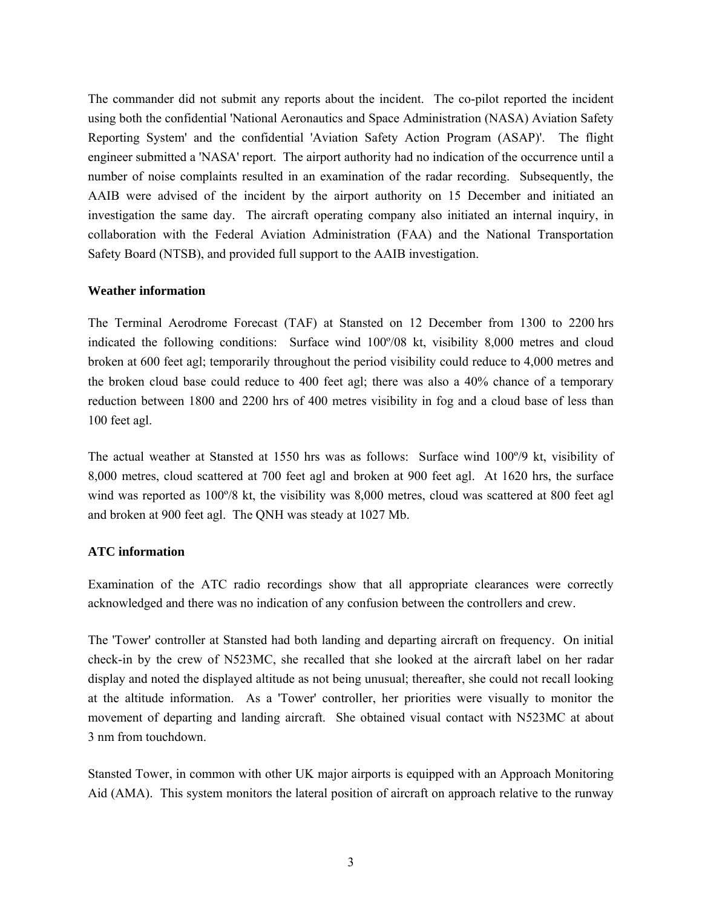The commander did not submit any reports about the incident. The co-pilot reported the incident using both the confidential 'National Aeronautics and Space Administration (NASA) Aviation Safety Reporting System' and the confidential 'Aviation Safety Action Program (ASAP)'. The flight engineer submitted a 'NASA' report. The airport authority had no indication of the occurrence until a number of noise complaints resulted in an examination of the radar recording. Subsequently, the AAIB were advised of the incident by the airport authority on 15 December and initiated an investigation the same day. The aircraft operating company also initiated an internal inquiry, in collaboration with the Federal Aviation Administration (FAA) and the National Transportation Safety Board (NTSB), and provided full support to the AAIB investigation.

### Weather information

The Terminal Aerodrome Forecast (TAF) at Stansted on 12 December from 1300 to 2200 hrs indicated the following conditions: Surface wind 100º/08 kt, visibility 8,000 metres and cloud broken at 600 feet agl; temporarily throughout the period visibility could reduce to 4,000 metres and the broken cloud base could reduce to 400 feet agl; there was also a 40% chance of a temporary reduction between 1800 and 2200 hrs of 400 metres visibility in fog and a cloud base of less than 100 feet agl.

The actual weather at Stansted at 1550 hrs was as follows: Surface wind 100º/9 kt, visibility of 8,000 metres, cloud scattered at 700 feet agl and broken at 900 feet agl. At 1620 hrs, the surface wind was reported as 100º/8 kt, the visibility was 8,000 metres, cloud was scattered at 800 feet agl and broken at 900 feet agl. The QNH was steady at 1027 Mb.

### ATC information

Examination of the ATC radio recordings show that all appropriate clearances were correctly acknowledged and there was no indication of any confusion between the controllers and crew.

The 'Tower' controller at Stansted had both landing and departing aircraft on frequency. On initial check-in by the crew of N523MC, she recalled that she looked at the aircraft label on her radar display and noted the displayed altitude as not being unusual; thereafter, she could not recall looking at the altitude information. As a 'Tower' controller, her priorities were visually to monitor the movement of departing and landing aircraft. She obtained visual contact with N523MC at about 3 nm from touchdown.

Stansted Tower, in common with other UK major airports is equipped with an Approach Monitoring Aid (AMA). This system monitors the lateral position of aircraft on approach relative to the runway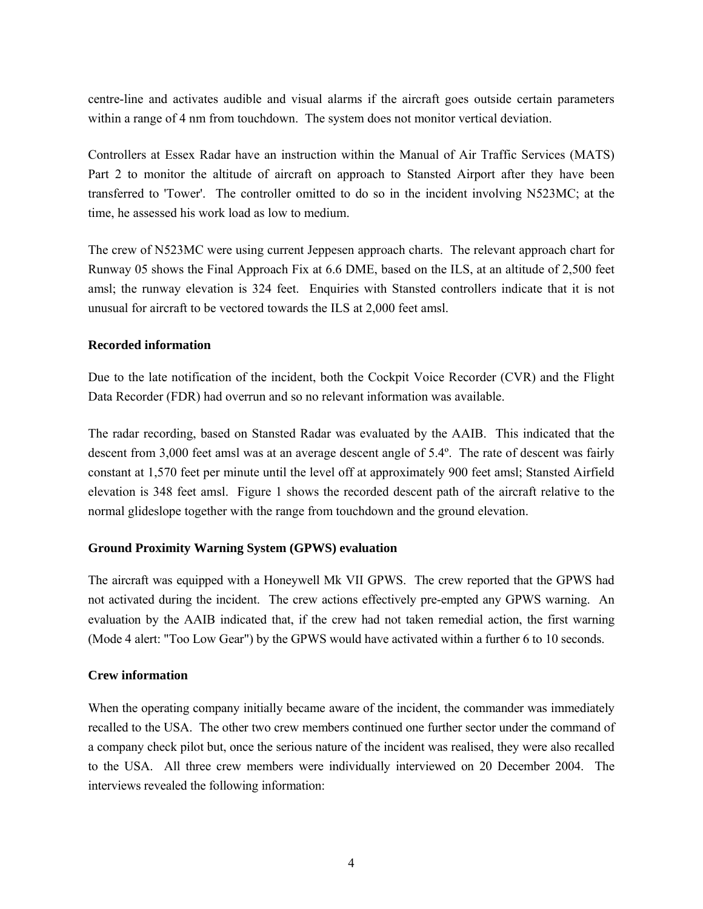centre-line and activates audible and visual alarms if the aircraft goes outside certain parameters within a range of 4 nm from touchdown. The system does not monitor vertical deviation.

Controllers at Essex Radar have an instruction within the Manual of Air Traffic Services (MATS) Part 2 to monitor the altitude of aircraft on approach to Stansted Airport after they have been transferred to 'Tower'. The controller omitted to do so in the incident involving N523MC; at the time, he assessed his work load as low to medium.

The crew of N523MC were using current Jeppesen approach charts. The relevant approach chart for Runway 05 shows the Final Approach Fix at 6.6 DME, based on the ILS, at an altitude of 2,500 feet amsl; the runway elevation is 324 feet. Enquiries with Stansted controllers indicate that it is not unusual for aircraft to be vectored towards the ILS at 2,000 feet amsl.

**Recorded information**

Due to the late notification of the incident, both the Cockpit Voice Recorder (CVR) and the Flight Data Recorder (FDR) had overrun and so no relevant information was available.

The radar recording, based on Stansted Radar was evaluated by the AAIB. This indicated that the descent from 3,000 feet amsl was at an average descent angle of 5.4º. The rate of descent was fairly constant at 1,570 feet per minute until the level off at approximately 900 feet amsl; Stansted Airfield elevation is 348 feet amsl. Figure 1 shows the recorded descent path of the aircraft relative to the normal glideslope together with the range from touchdown and the ground elevation.

**Ground Proximity Warning System (GPWS) evaluation**

The aircraft was equipped with a Honeywell Mk VII GPWS. The crew reported that the GPWS had not activated during the incident. The crew actions effectively pre-empted any GPWS warning. An evaluation by the AAIB indicated that, if the crew had not taken remedial action, the first warning (Mode 4 alert: "Too Low Gear") by the GPWS would have activated within a further 6 to 10 seconds.

**Crew information**

When the operating company initially became aware of the incident, the commander was immediately recalled to the USA. The other two crew members continued one further sector under the command of a company check pilot but, once the serious nature of the incident was realised, they were also recalled to the USA. All three crew members were individually interviewed on 20 December 2004. The interviews revealed the following information: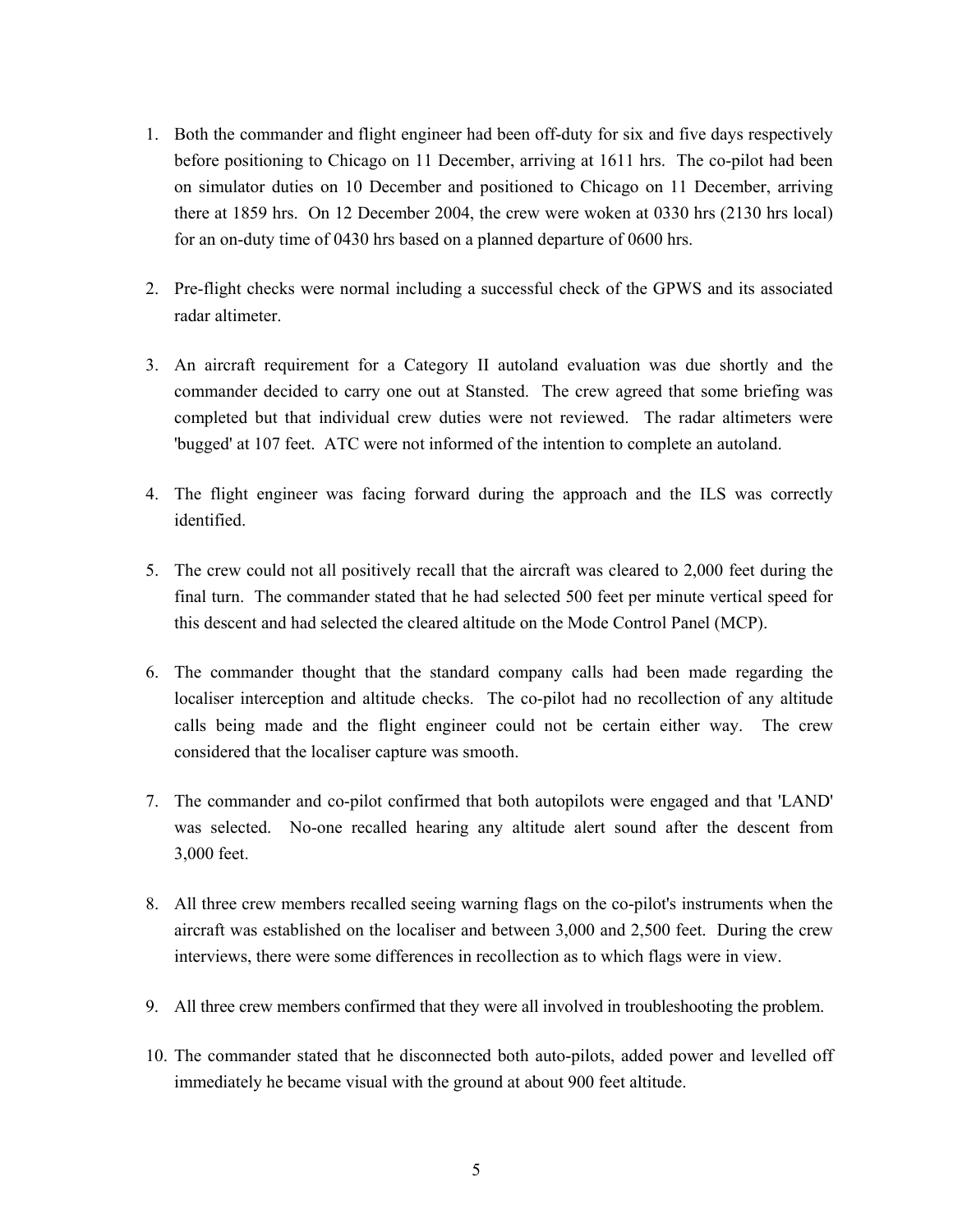1. Both the commander and flight engineer had been off-duty for six and five days respectively before positioning to Chicago on 11 December, arriving at 1611 hrs. The co-pilot had been on simulator duties on 10 December and positioned to Chicago on 11 December, arriving there at 1859 hrs. On 12 December 2004, the crew were woken at 0330 hrs (2130 hrs local) for an on-duty time of 0430 hrs based on a planned departure of 0600 hrs.

2. Pre-flight checks were normal including a successful check of the GPWS and its associated radar altimeter.

3. An aircraft requirement for a Category II autoland evaluation was due shortly and the commander decided to carry one out at Stansted. The crew agreed that some briefing was completed but that individual crew duties were not reviewed. The radar altimeters were 'bugged' at 107 feet. ATC were not informed of the intention to complete an autoland.

4. The flight engineer was facing forward during the approach and the ILS was correctly identified.

5. The crew could not all positively recall that the aircraft was cleared to 2,000 feet during the final turn. The commander stated that he had selected 500 feet per minute vertical speed for this descent and had selected the cleared altitude on the Mode Control Panel (MCP).

6. The commander thought that the standard company calls had been made regarding the localiser interception and altitude checks. The co-pilot had no recollection of any altitude calls being made and the flight engineer could not be certain either way. The crew considered that the localiser capture was smooth.

7. The commander and co-pilot confirmed that both autopilots were engaged and that 'LAND' was selected. No-one recalled hearing any altitude alert sound after the descent from 3,000 feet.

8. All three crew members recalled seeing warning flags on the co-pilot's instruments when the aircraft was established on the localiser and between 3,000 and 2,500 feet. During the crew interviews, there were some differences in recollection as to which flags were in view.

9. All three crew members confirmed that they were all involved in troubleshooting the problem.

10. The commander stated that he disconnected both auto-pilots, added power and levelled off immediately he became visual with the ground at about 900 feet altitude.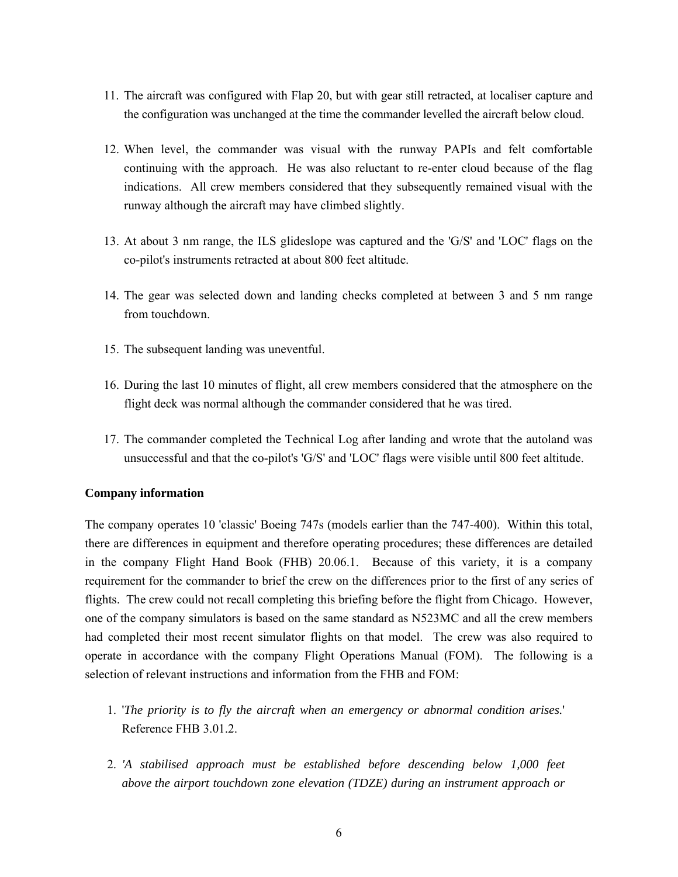11. The aircraft was configured with Flap 20, but with gear still retracted, at localiser capture and the configuration was unchanged at the time the commander levelled the aircraft below cloud.

12. When level, the commander was visual with the runway PAPIs and felt comfortable continuing with the approach. He was also reluctant to re-enter cloud because of the flag indications. All crew members considered that they subsequently remained visual with the runway although the aircraft may have climbed slightly.

13. At about 3 nm range, the ILS glideslope was captured and the 'G/S' and 'LOC' flags on the co-pilot's instruments retracted at about 800 feet altitude.

14. The gear was selected down and landing checks completed at between 3 and 5 nm range from touchdown.

15. The subsequent landing was uneventful.

16. During the last 10 minutes of flight, all crew members considered that the atmosphere on the flight deck was normal although the commander considered that he was tired.

17. The commander completed the Technical Log after landing and wrote that the autoland was unsuccessful and that the co-pilot's 'G/S' and 'LOC' flags were visible until 800 feet altitude.

**Company information**

The company operates 10 'classic' Boeing 747s (models earlier than the 747-400). Within this total, there are differences in equipment and therefore operating procedures; these differences are detailed in the company Flight Hand Book (FHB) 20.06.1. Because of this variety, it is a company requirement for the commander to brief the crew on the differences prior to the first of any series of flights. The crew could not recall completing this briefing before the flight from Chicago. However, one of the company simulators is based on the same standard as N523MC and all the crew members had completed their most recent simulator flights on that model. The crew was also required to operate in accordance with the company Flight Operations Manual (FOM). The following is a selection of relevant instructions and information from the FHB and FOM:

1. '*The priority is to fly the aircraft when an emergency or abnormal condition arises.*' Reference FHB 3.01.2.

2. '*A stabilised approach must be established before descending below 1,000 feet above the airport touchdown zone elevation (TDZE) during an instrument approach or*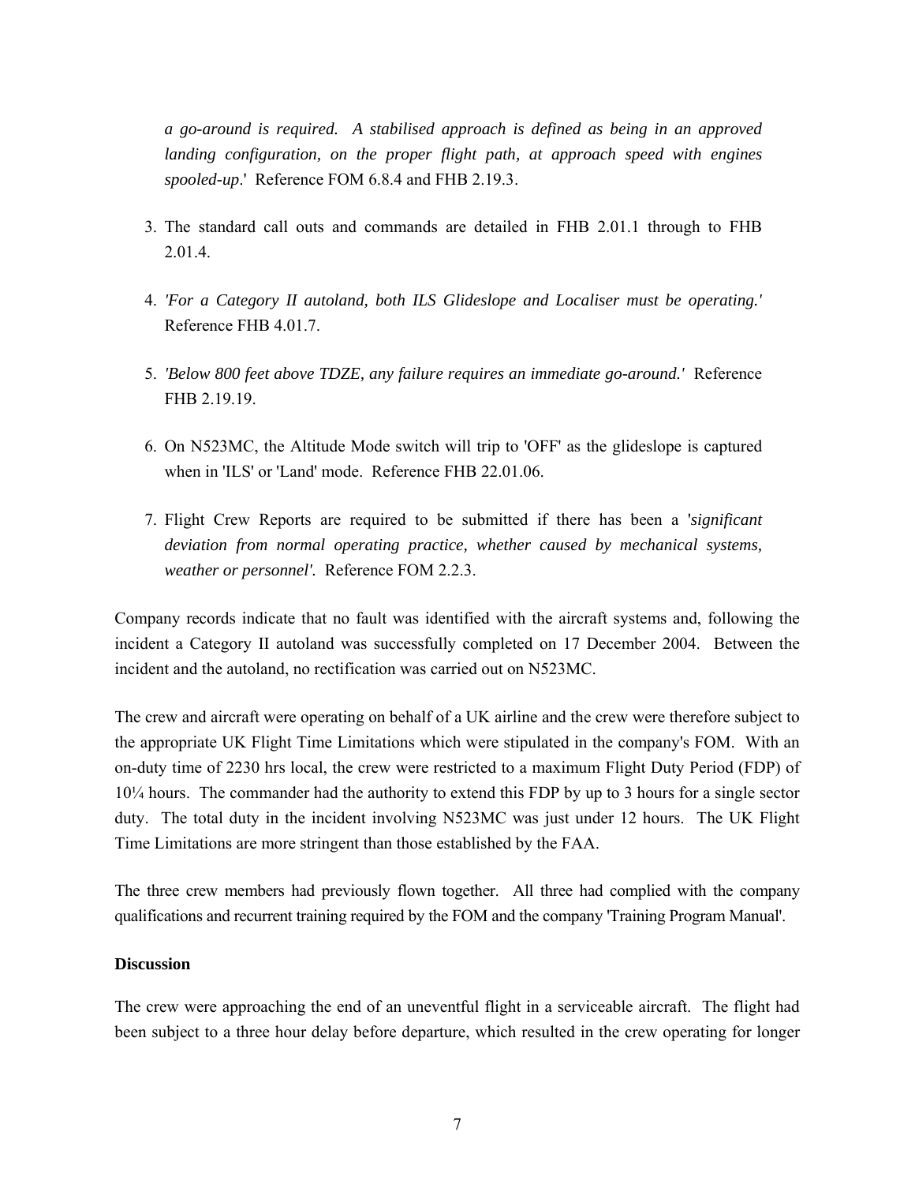*a go-around is required. A stabilised approach is defined as being in an approved landing configuration, on the proper flight path, at approach speed with engines spooled-up*.' Reference FOM 6.8.4 and FHB 2.19.3.

3. The standard call outs and commands are detailed in FHB 2.01.1 through to FHB 2.01.4.

4. *'For a Category II autoland, both ILS Glideslope and Localiser must be operating.'* Reference FHB 4.01.7.

5. *'Below 800 feet above TDZE, any failure requires an immediate go-around.'* Reference FHB 2.19.19.

6. On N523MC, the Altitude Mode switch will trip to 'OFF' as the glideslope is captured when in 'ILS' or 'Land' mode. Reference FHB 22.01.06.

7. Flight Crew Reports are required to be submitted if there has been a '*significant deviation from normal operating practice, whether caused by mechanical systems, weather or personnel'.* Reference FOM 2.2.3.

Company records indicate that no fault was identified with the aircraft systems and, following the incident a Category II autoland was successfully completed on 17 December 2004. Between the incident and the autoland, no rectification was carried out on N523MC.

The crew and aircraft were operating on behalf of a UK airline and the crew were therefore subject to the appropriate UK Flight Time Limitations which were stipulated in the company's FOM. With an on-duty time of 2230 hrs local, the crew were restricted to a maximum Flight Duty Period (FDP) of 10¼ hours. The commander had the authority to extend this FDP by up to 3 hours for a single sector duty. The total duty in the incident involving N523MC was just under 12 hours. The UK Flight Time Limitations are more stringent than those established by the FAA.

The three crew members had previously flown together. All three had complied with the company qualifications and recurrent training required by the FOM and the company 'Training Program Manual'.

**Discussion**

The crew were approaching the end of an uneventful flight in a serviceable aircraft. The flight had been subject to a three hour delay before departure, which resulted in the crew operating for longer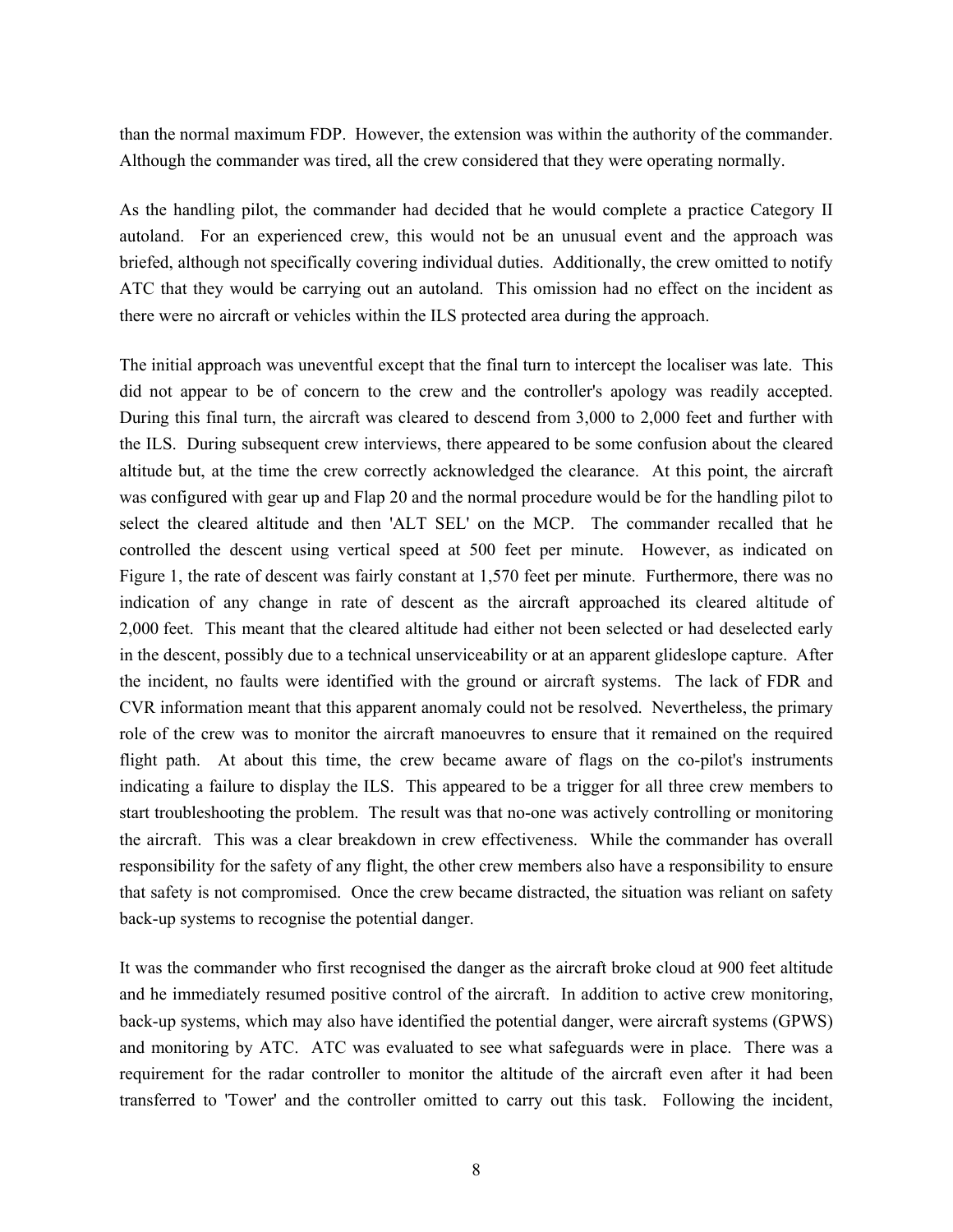than the normal maximum FDP. However, the extension was within the authority of the commander. Although the commander was tired, all the crew considered that they were operating normally.

As the handling pilot, the commander had decided that he would complete a practice Category II autoland. For an experienced crew, this would not be an unusual event and the approach was briefed, although not specifically covering individual duties. Additionally, the crew omitted to notify ATC that they would be carrying out an autoland. This omission had no effect on the incident as there were no aircraft or vehicles within the ILS protected area during the approach.

The initial approach was uneventful except that the final turn to intercept the localiser was late. This did not appear to be of concern to the crew and the controller's apology was readily accepted. During this final turn, the aircraft was cleared to descend from 3,000 to 2,000 feet and further with the ILS. During subsequent crew interviews, there appeared to be some confusion about the cleared altitude but, at the time the crew correctly acknowledged the clearance. At this point, the aircraft was configured with gear up and Flap 20 and the normal procedure would be for the handling pilot to select the cleared altitude and then 'ALT SEL' on the MCP. The commander recalled that he controlled the descent using vertical speed at 500 feet per minute. However, as indicated on Figure 1, the rate of descent was fairly constant at 1,570 feet per minute. Furthermore, there was no indication of any change in rate of descent as the aircraft approached its cleared altitude of 2,000 feet. This meant that the cleared altitude had either not been selected or had deselected early in the descent, possibly due to a technical unserviceability or at an apparent glideslope capture. After the incident, no faults were identified with the ground or aircraft systems. The lack of FDR and CVR information meant that this apparent anomaly could not be resolved. Nevertheless, the primary role of the crew was to monitor the aircraft manoeuvres to ensure that it remained on the required flight path. At about this time, the crew became aware of flags on the co-pilot's instruments indicating a failure to display the ILS. This appeared to be a trigger for all three crew members to start troubleshooting the problem. The result was that no-one was actively controlling or monitoring the aircraft. This was a clear breakdown in crew effectiveness. While the commander has overall responsibility for the safety of any flight, the other crew members also have a responsibility to ensure that safety is not compromised. Once the crew became distracted, the situation was reliant on safety back-up systems to recognise the potential danger.

It was the commander who first recognised the danger as the aircraft broke cloud at 900 feet altitude and he immediately resumed positive control of the aircraft. In addition to active crew monitoring, back-up systems, which may also have identified the potential danger, were aircraft systems (GPWS) and monitoring by ATC. ATC was evaluated to see what safeguards were in place. There was a requirement for the radar controller to monitor the altitude of the aircraft even after it had been transferred to 'Tower' and the controller omitted to carry out this task. Following the incident,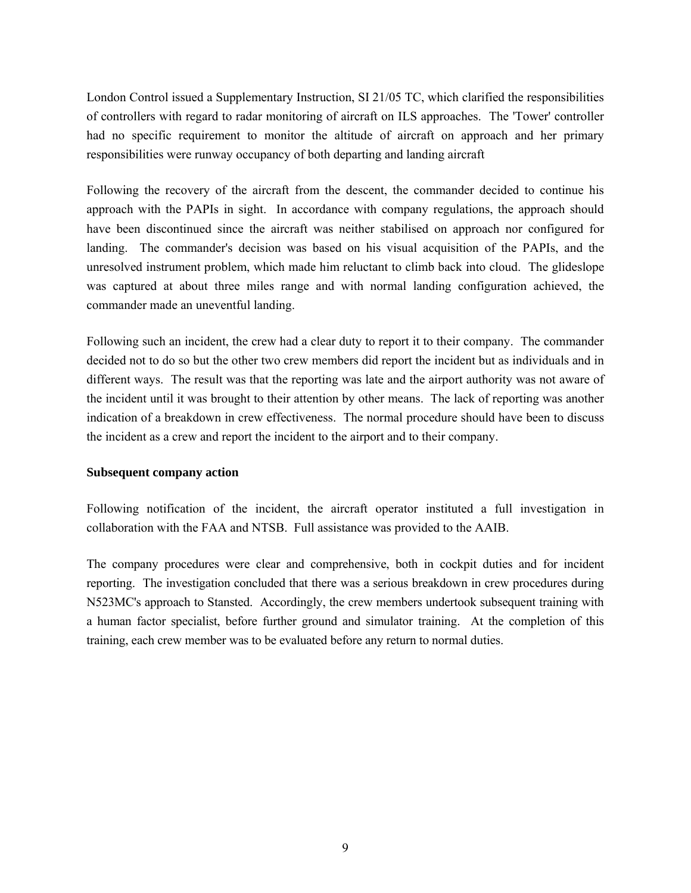London Control issued a Supplementary Instruction, SI 21/05 TC, which clarified the responsibilities of controllers with regard to radar monitoring of aircraft on ILS approaches. The 'Tower' controller had no specific requirement to monitor the altitude of aircraft on approach and her primary responsibilities were runway occupancy of both departing and landing aircraft

Following the recovery of the aircraft from the descent, the commander decided to continue his approach with the PAPIs in sight. In accordance with company regulations, the approach should have been discontinued since the aircraft was neither stabilised on approach nor configured for landing. The commander's decision was based on his visual acquisition of the PAPIs, and the unresolved instrument problem, which made him reluctant to climb back into cloud. The glideslope was captured at about three miles range and with normal landing configuration achieved, the commander made an uneventful landing.

Following such an incident, the crew had a clear duty to report it to their company. The commander decided not to do so but the other two crew members did report the incident but as individuals and in different ways. The result was that the reporting was late and the airport authority was not aware of the incident until it was brought to their attention by other means. The lack of reporting was another indication of a breakdown in crew effectiveness. The normal procedure should have been to discuss the incident as a crew and report the incident to the airport and to their company.

**Subsequent company action**

Following notification of the incident, the aircraft operator instituted a full investigation in collaboration with the FAA and NTSB. Full assistance was provided to the AAIB.

The company procedures were clear and comprehensive, both in cockpit duties and for incident reporting. The investigation concluded that there was a serious breakdown in crew procedures during N523MC's approach to Stansted. Accordingly, the crew members undertook subsequent training with a human factor specialist, before further ground and simulator training. At the completion of this training, each crew member was to be evaluated before any return to normal duties.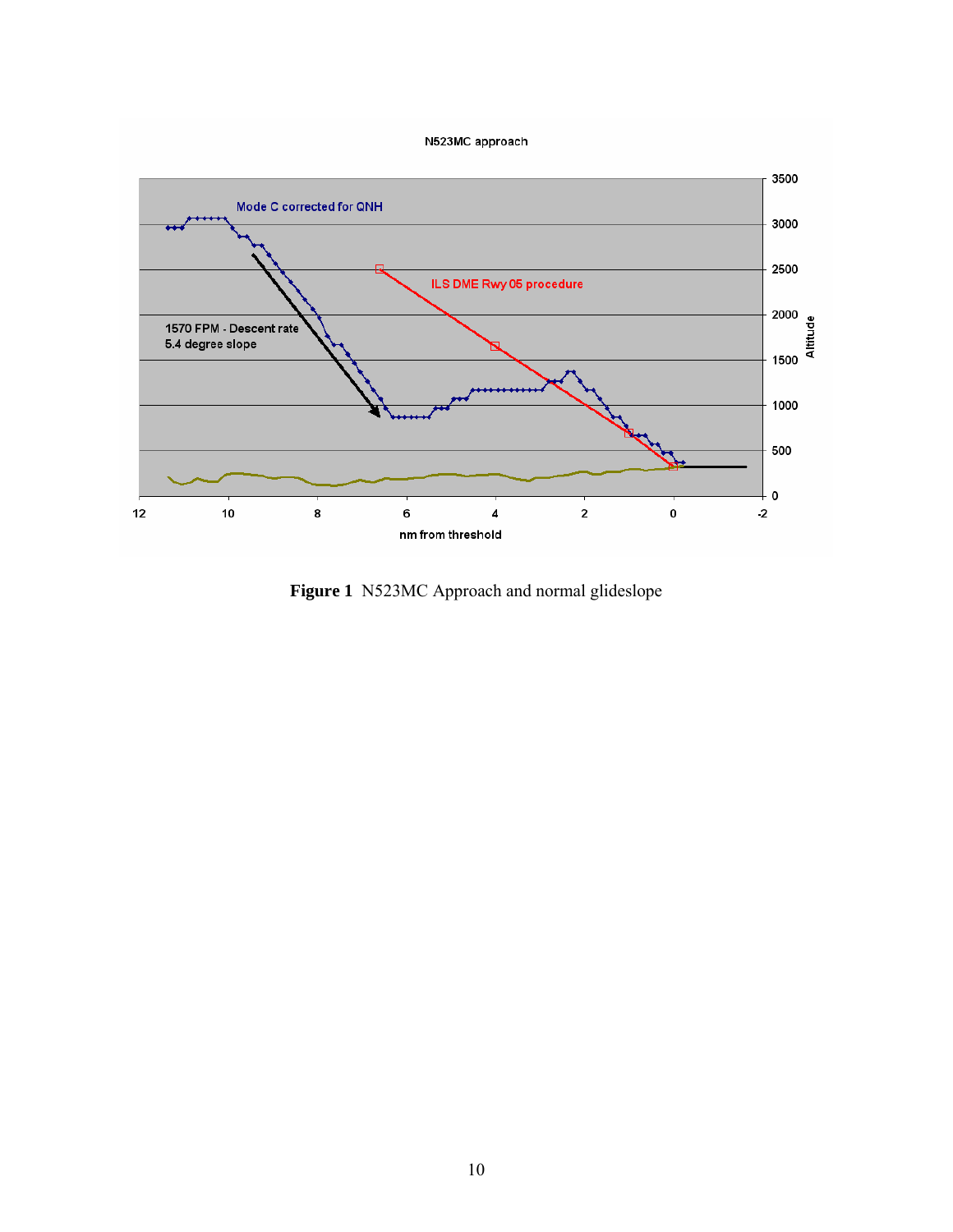N523MC approach

Mode C corrected for QNH

ILS DME Rwy 05 procedure

1570 FPM - Descent rate
5.4 degree slope

3500
3000
2500
2000
1500
1000
500
0

Altitude

12
10
8
6
4
2
0
-2

nm from threshold

**Figure 1** N523MC Approach and normal glideslope